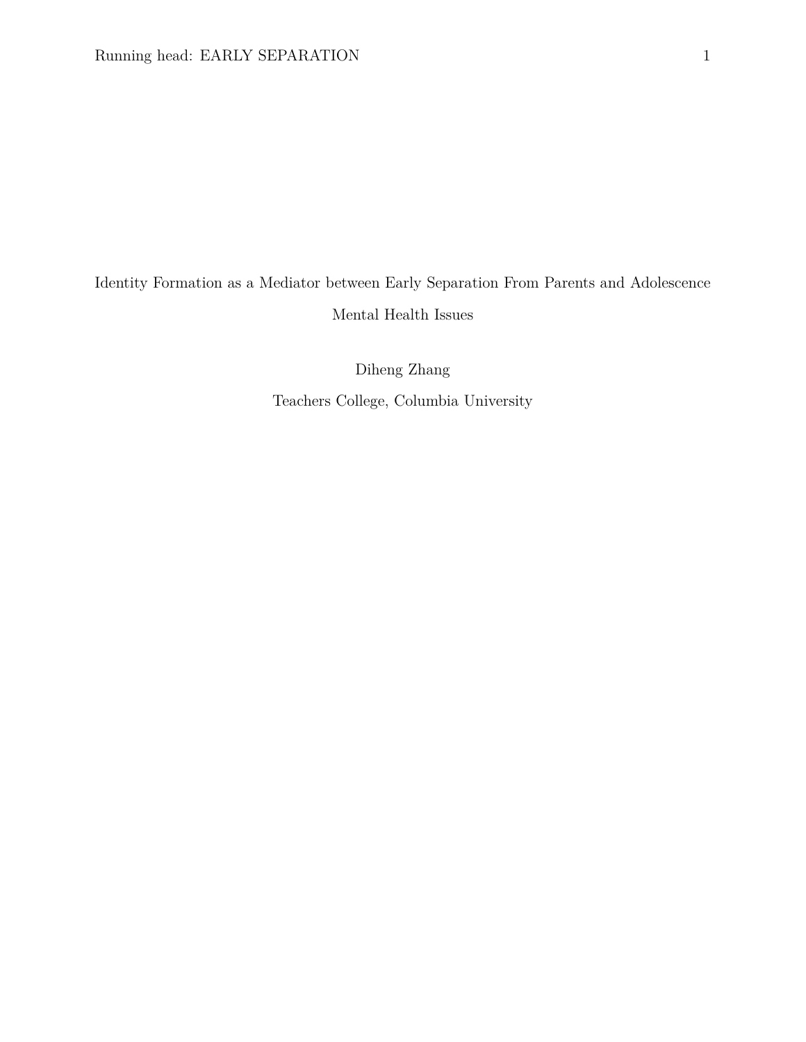# Identity Formation as a Mediator between Early Separation From Parents and Adolescence Mental Health Issues

Diheng Zhang

Teachers College, Columbia University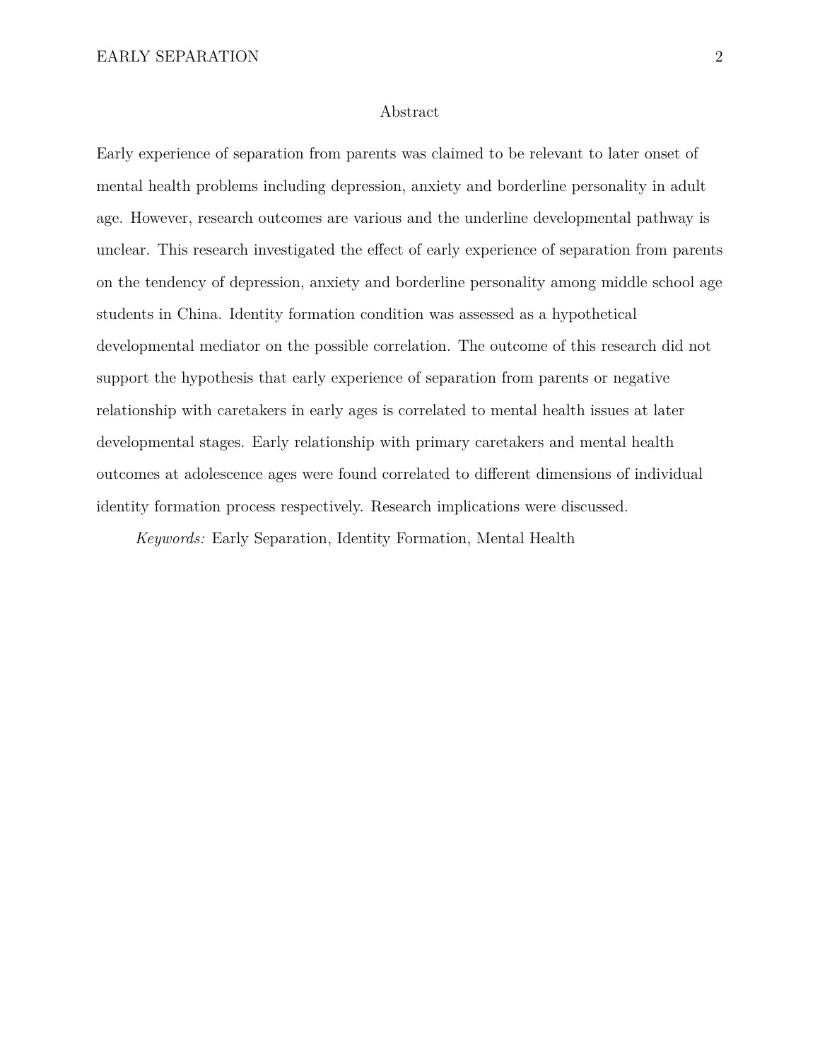# Abstract

Early experience of separation from parents was claimed to be relevant to later onset of mental health problems including depression, anxiety and borderline personality in adult age. However, research outcomes are various and the underline developmental pathway is unclear. This research investigated the effect of early experience of separation from parents on the tendency of depression, anxiety and borderline personality among middle school age students in China. Identity formation condition was assessed as a hypothetical developmental mediator on the possible correlation. The outcome of this research did not support the hypothesis that early experience of separation from parents or negative relationship with caretakers in early ages is correlated to mental health issues at later developmental stages. Early relationship with primary caretakers and mental health outcomes at adolescence ages were found correlated to different dimensions of individual identity formation process respectively. Research implications were discussed.

*Keywords:* Early Separation, Identity Formation, Mental Health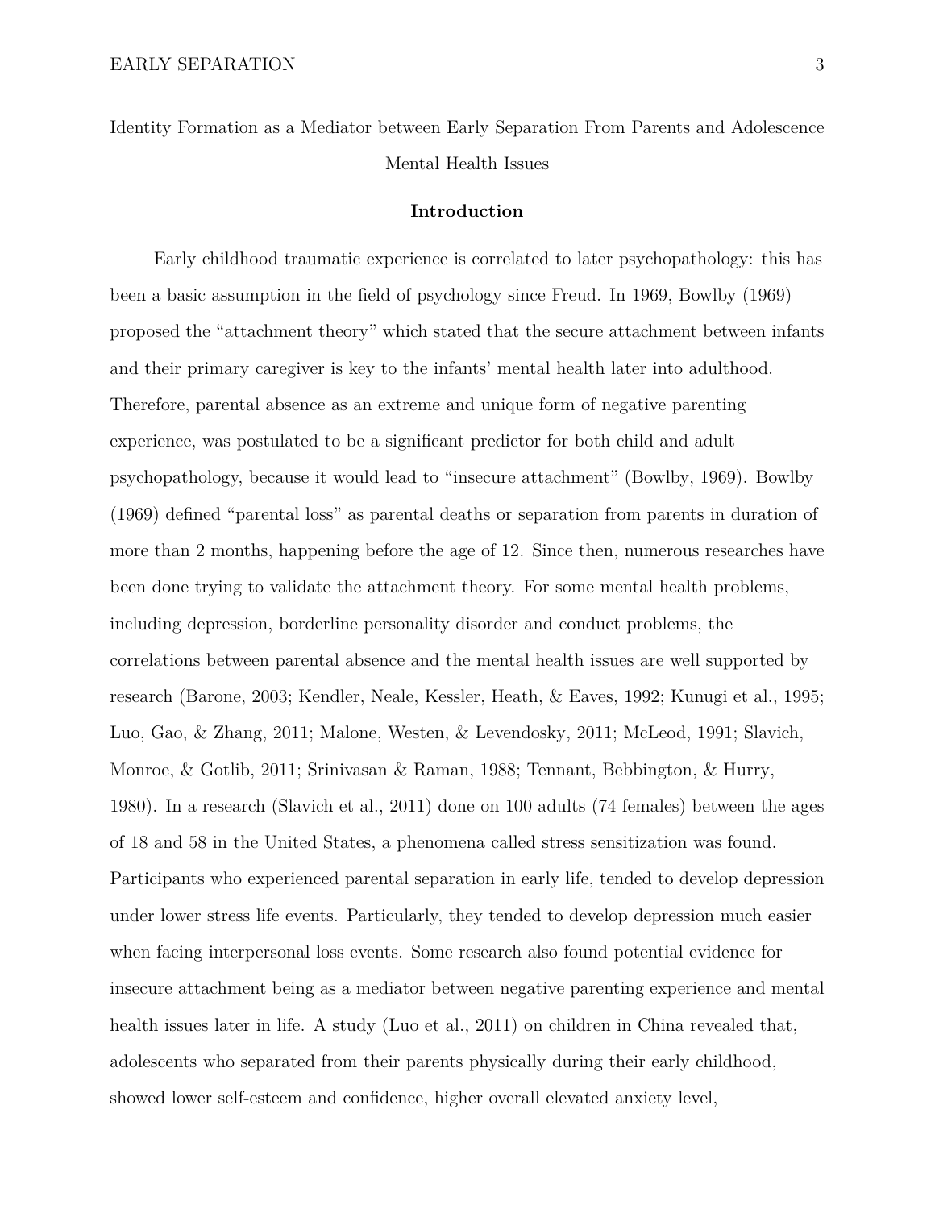# Identity Formation as a Mediator between Early Separation From Parents and Adolescence Mental Health Issues

## Introduction

Early childhood traumatic experience is correlated to later psychopathology: this has been a basic assumption in the field of psychology since Freud. In 1969, Bowlby (1969) proposed the “attachment theory” which stated that the secure attachment between infants and their primary caregiver is key to the infants’ mental health later into adulthood. Therefore, parental absence as an extreme and unique form of negative parenting experience, was postulated to be a significant predictor for both child and adult psychopathology, because it would lead to “insecure attachment” (Bowlby, 1969). Bowlby (1969) defined “parental loss” as parental deaths or separation from parents in duration of more than 2 months, happening before the age of 12. Since then, numerous researches have been done trying to validate the attachment theory. For some mental health problems, including depression, borderline personality disorder and conduct problems, the correlations between parental absence and the mental health issues are well supported by research (Barone, 2003; Kendler, Neale, Kessler, Heath, & Eaves, 1992; Kunugi et al., 1995; Luo, Gao, & Zhang, 2011; Malone, Westen, & Levendosky, 2011; McLeod, 1991; Slavich, Monroe, & Gotlib, 2011; Srinivasan & Raman, 1988; Tennant, Bebbington, & Hurry, 1980). In a research (Slavich et al., 2011) done on 100 adults (74 females) between the ages of 18 and 58 in the United States, a phenomena called stress sensitization was found. Participants who experienced parental separation in early life, tended to develop depression under lower stress life events. Particularly, they tended to develop depression much easier when facing interpersonal loss events. Some research also found potential evidence for insecure attachment being as a mediator between negative parenting experience and mental health issues later in life. A study (Luo et al., 2011) on children in China revealed that, adolescents who separated from their parents physically during their early childhood, showed lower self-esteem and confidence, higher overall elevated anxiety level,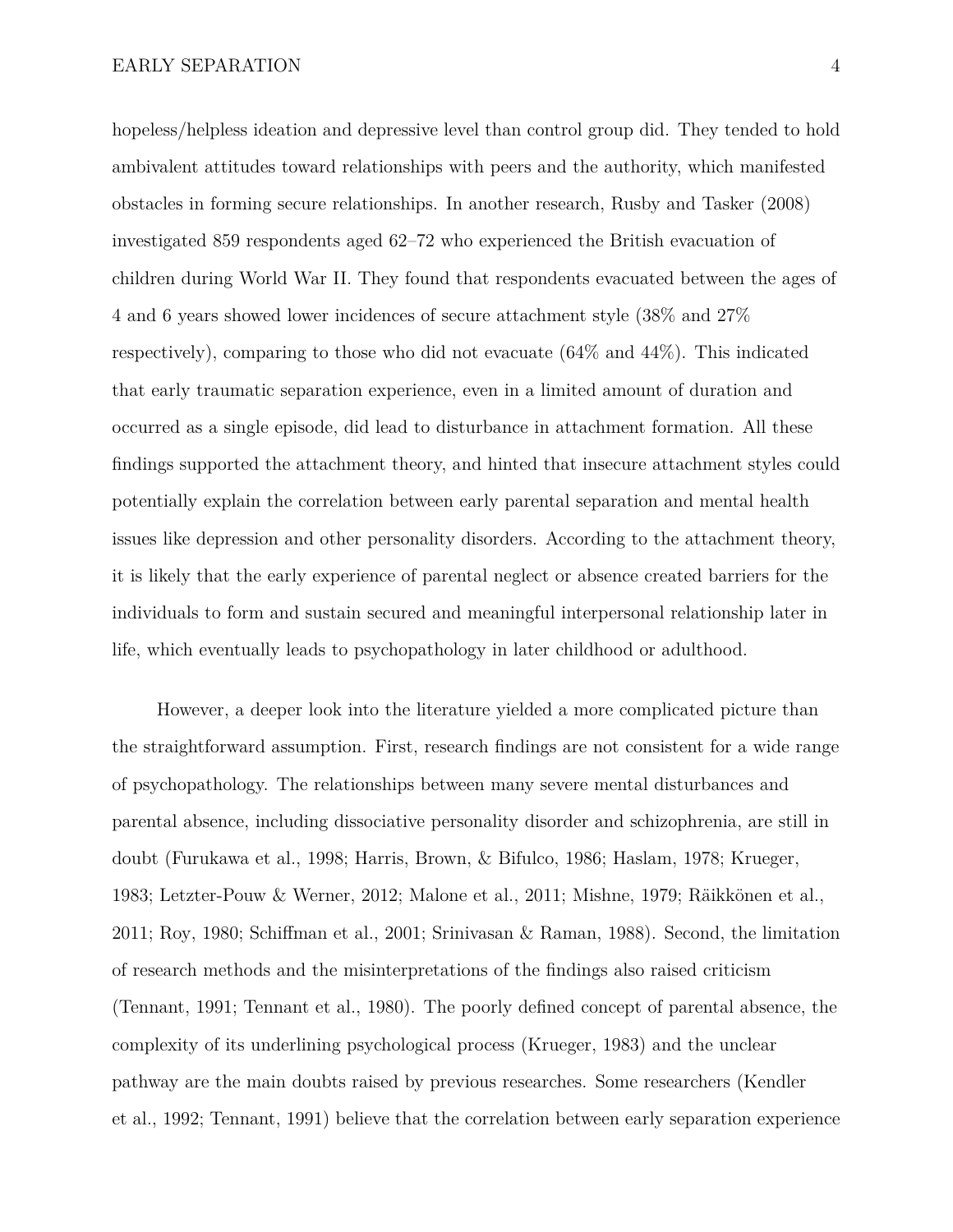hopeless/helpless ideation and depressive level than control group did. They tended to hold ambivalent attitudes toward relationships with peers and the authority, which manifested obstacles in forming secure relationships. In another research, Rusby and Tasker (2008) investigated 859 respondents aged 62–72 who experienced the British evacuation of children during World War II. They found that respondents evacuated between the ages of 4 and 6 years showed lower incidences of secure attachment style (38% and 27% respectively), comparing to those who did not evacuate (64% and 44%). This indicated that early traumatic separation experience, even in a limited amount of duration and occurred as a single episode, did lead to disturbance in attachment formation. All these findings supported the attachment theory, and hinted that insecure attachment styles could potentially explain the correlation between early parental separation and mental health issues like depression and other personality disorders. According to the attachment theory, it is likely that the early experience of parental neglect or absence created barriers for the individuals to form and sustain secured and meaningful interpersonal relationship later in life, which eventually leads to psychopathology in later childhood or adulthood.

However, a deeper look into the literature yielded a more complicated picture than the straightforward assumption. First, research findings are not consistent for a wide range of psychopathology. The relationships between many severe mental disturbances and parental absence, including dissociative personality disorder and schizophrenia, are still in doubt (Furukawa et al., 1998; Harris, Brown, & Bifulco, 1986; Haslam, 1978; Krueger, 1983; Letzter-Pouw & Werner, 2012; Malone et al., 2011; Mishne, 1979; Räikkönen et al., 2011; Roy, 1980; Schiffman et al., 2001; Srinivasan & Raman, 1988). Second, the limitation of research methods and the misinterpretations of the findings also raised criticism (Tennant, 1991; Tennant et al., 1980). The poorly defined concept of parental absence, the complexity of its underlining psychological process (Krueger, 1983) and the unclear pathway are the main doubts raised by previous researches. Some researchers (Kendler et al., 1992; Tennant, 1991) believe that the correlation between early separation experience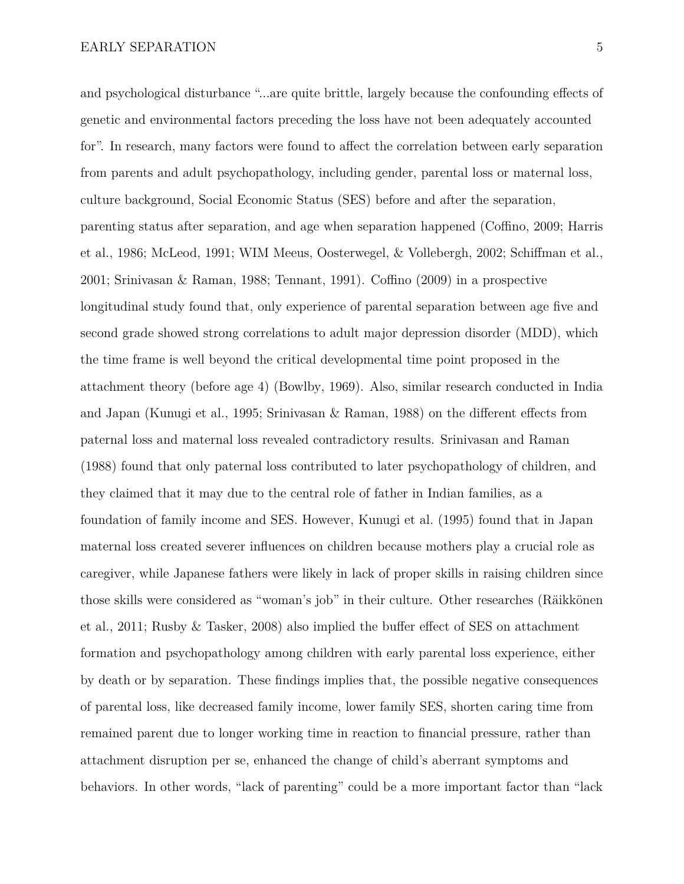and psychological disturbance "...are quite brittle, largely because the confounding effects of genetic and environmental factors preceding the loss have not been adequately accounted for". In research, many factors were found to affect the correlation between early separation from parents and adult psychopathology, including gender, parental loss or maternal loss, culture background, Social Economic Status (SES) before and after the separation, parenting status after separation, and age when separation happened (Coffino, 2009; Harris et al., 1986; McLeod, 1991; WIM Meeus, Oosterwegel, & Vollebergh, 2002; Schiffman et al., 2001; Srinivasan & Raman, 1988; Tennant, 1991). Coffino (2009) in a prospective longitudinal study found that, only experience of parental separation between age five and second grade showed strong correlations to adult major depression disorder (MDD), which the time frame is well beyond the critical developmental time point proposed in the attachment theory (before age 4) (Bowlby, 1969). Also, similar research conducted in India and Japan (Kunugi et al., 1995; Srinivasan & Raman, 1988) on the different effects from paternal loss and maternal loss revealed contradictory results. Srinivasan and Raman (1988) found that only paternal loss contributed to later psychopathology of children, and they claimed that it may due to the central role of father in Indian families, as a foundation of family income and SES. However, Kunugi et al. (1995) found that in Japan maternal loss created severer influences on children because mothers play a crucial role as caregiver, while Japanese fathers were likely in lack of proper skills in raising children since those skills were considered as "woman's job" in their culture. Other researches (Räikkönen et al., 2011; Rusby & Tasker, 2008) also implied the buffer effect of SES on attachment formation and psychopathology among children with early parental loss experience, either by death or by separation. These findings implies that, the possible negative consequences of parental loss, like decreased family income, lower family SES, shorten caring time from remained parent due to longer working time in reaction to financial pressure, rather than attachment disruption per se, enhanced the change of child's aberrant symptoms and behaviors. In other words, "lack of parenting" could be a more important factor than "lack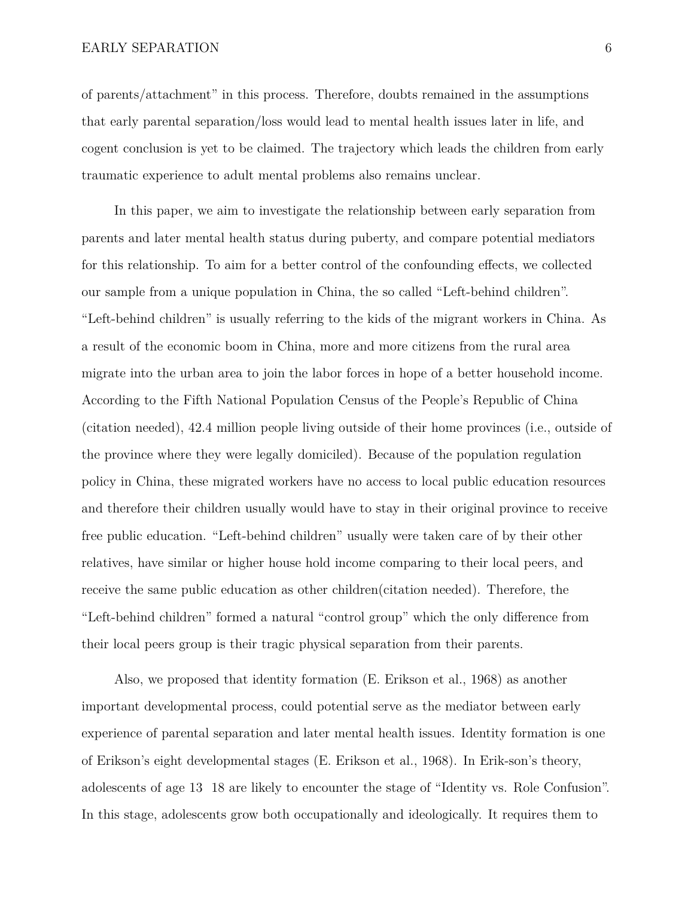of parents/attachment" in this process. Therefore, doubts remained in the assumptions that early parental separation/loss would lead to mental health issues later in life, and cogent conclusion is yet to be claimed. The trajectory which leads the children from early traumatic experience to adult mental problems also remains unclear.

In this paper, we aim to investigate the relationship between early separation from parents and later mental health status during puberty, and compare potential mediators for this relationship. To aim for a better control of the confounding effects, we collected our sample from a unique population in China, the so called "Left-behind children". "Left-behind children" is usually referring to the kids of the migrant workers in China. As a result of the economic boom in China, more and more citizens from the rural area migrate into the urban area to join the labor forces in hope of a better household income. According to the Fifth National Population Census of the People's Republic of China (citation needed), 42.4 million people living outside of their home provinces (i.e., outside of the province where they were legally domiciled). Because of the population regulation policy in China, these migrated workers have no access to local public education resources and therefore their children usually would have to stay in their original province to receive free public education. "Left-behind children" usually were taken care of by their other relatives, have similar or higher house hold income comparing to their local peers, and receive the same public education as other children(citation needed). Therefore, the "Left-behind children" formed a natural "control group" which the only difference from their local peers group is their tragic physical separation from their parents.

Also, we proposed that identity formation (E. Erikson et al., 1968) as another important developmental process, could potential serve as the mediator between early experience of parental separation and later mental health issues. Identity formation is one of Erikson's eight developmental stages (E. Erikson et al., 1968). In Erik-son's theory, adolescents of age 13 18 are likely to encounter the stage of "Identity vs. Role Confusion". In this stage, adolescents grow both occupationally and ideologically. It requires them to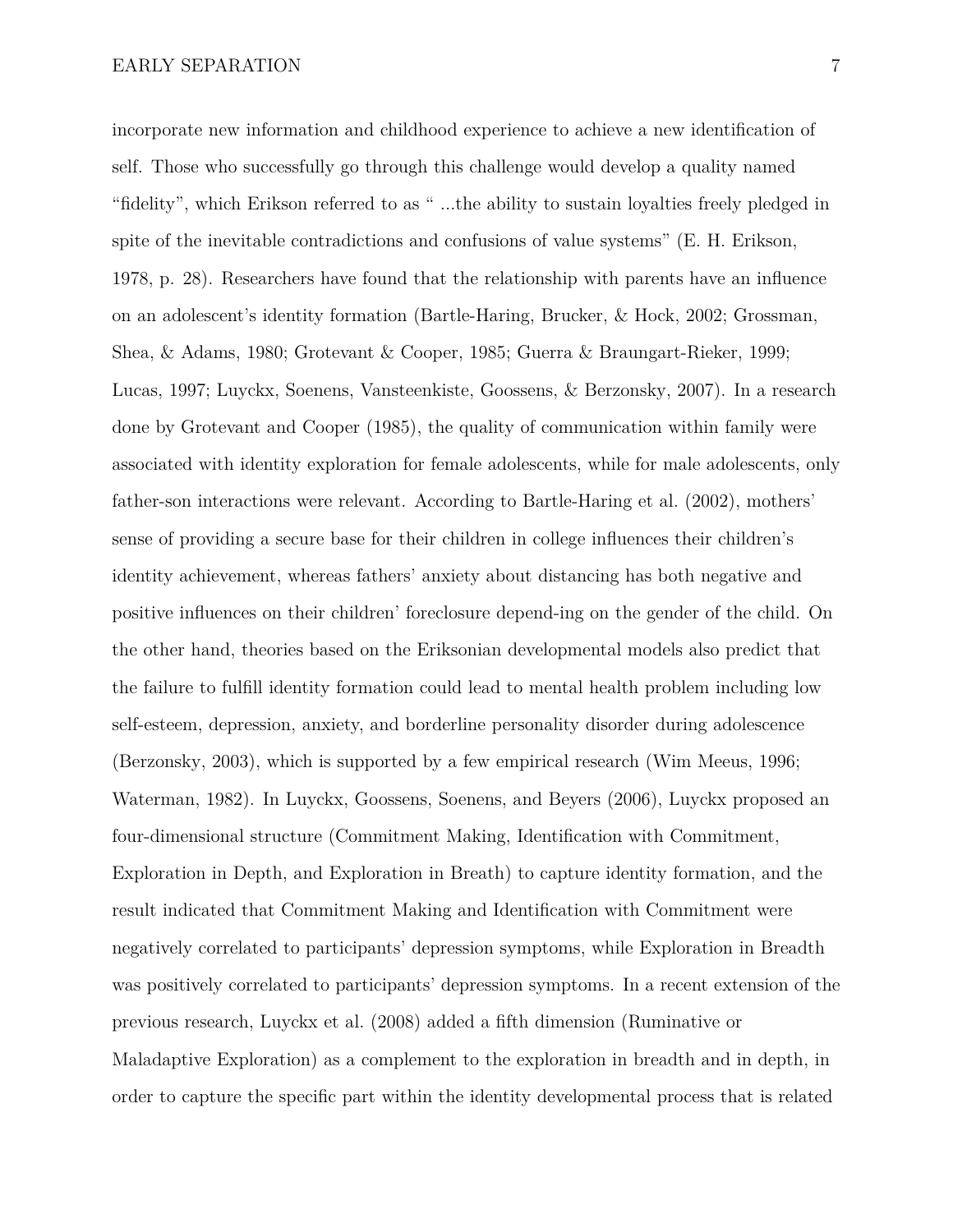incorporate new information and childhood experience to achieve a new identification of self. Those who successfully go through this challenge would develop a quality named "fidelity", which Erikson referred to as " ...the ability to sustain loyalties freely pledged in spite of the inevitable contradictions and confusions of value systems" (E. H. Erikson, 1978, p. 28). Researchers have found that the relationship with parents have an influence on an adolescent's identity formation (Bartle-Haring, Brucker, & Hock, 2002; Grossman, Shea, & Adams, 1980; Grotevant & Cooper, 1985; Guerra & Braungart-Rieker, 1999; Lucas, 1997; Luyckx, Soenens, Vansteenkiste, Goossens, & Berzonsky, 2007). In a research done by Grotevant and Cooper (1985), the quality of communication within family were associated with identity exploration for female adolescents, while for male adolescents, only father-son interactions were relevant. According to Bartle-Haring et al. (2002), mothers' sense of providing a secure base for their children in college influences their children's identity achievement, whereas fathers' anxiety about distancing has both negative and positive influences on their children' foreclosure depend-ing on the gender of the child. On the other hand, theories based on the Eriksonian developmental models also predict that the failure to fulfill identity formation could lead to mental health problem including low self-esteem, depression, anxiety, and borderline personality disorder during adolescence (Berzonsky, 2003), which is supported by a few empirical research (Wim Meeus, 1996; Waterman, 1982). In Luyckx, Goossens, Soenens, and Beyers (2006), Luyckx proposed an four-dimensional structure (Commitment Making, Identification with Commitment, Exploration in Depth, and Exploration in Breath) to capture identity formation, and the result indicated that Commitment Making and Identification with Commitment were negatively correlated to participants' depression symptoms, while Exploration in Breadth was positively correlated to participants' depression symptoms. In a recent extension of the previous research, Luyckx et al. (2008) added a fifth dimension (Ruminative or Maladaptive Exploration) as a complement to the exploration in breadth and in depth, in order to capture the specific part within the identity developmental process that is related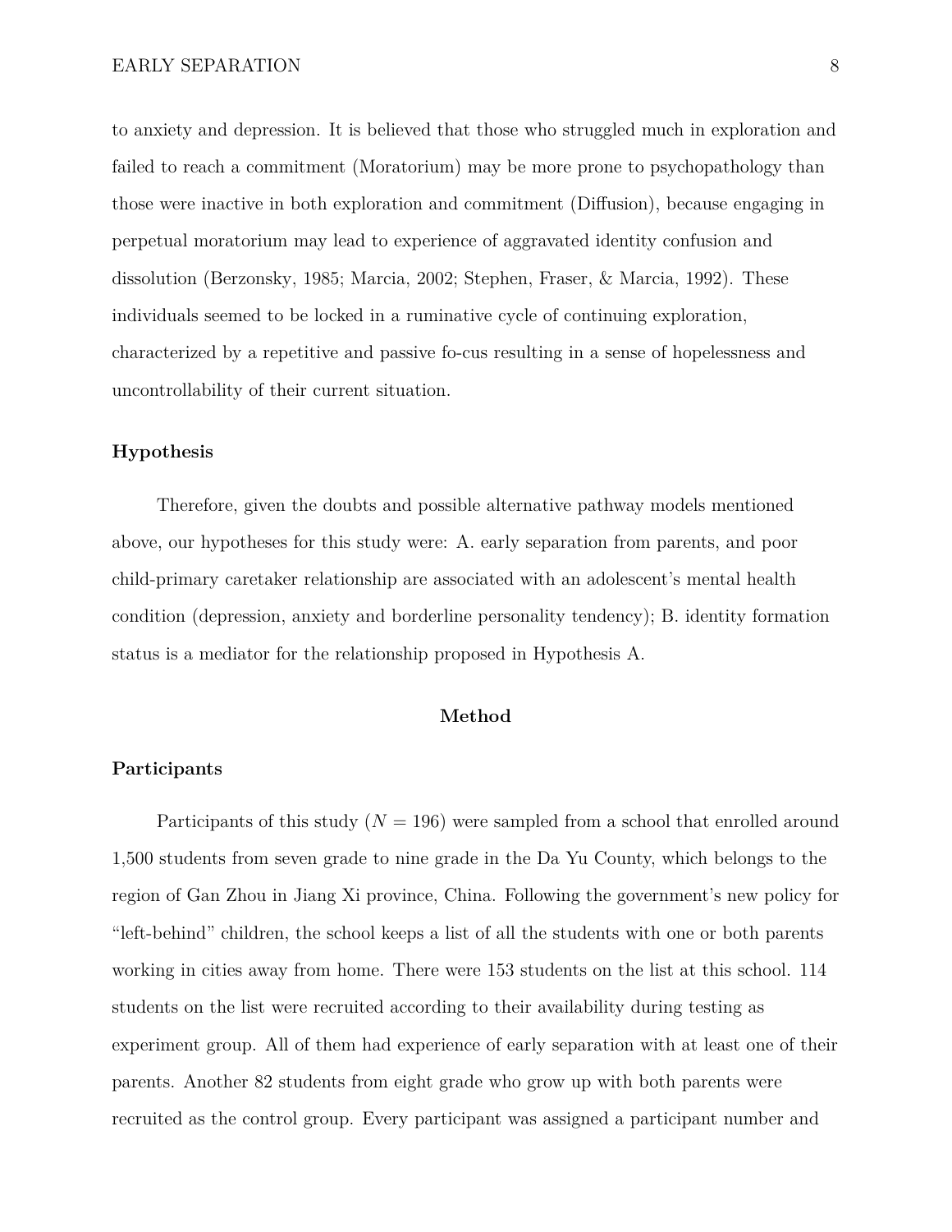to anxiety and depression. It is believed that those who struggled much in exploration and failed to reach a commitment (Moratorium) may be more prone to psychopathology than those were inactive in both exploration and commitment (Diffusion), because engaging in perpetual moratorium may lead to experience of aggravated identity confusion and dissolution (Berzonsky, 1985; Marcia, 2002; Stephen, Fraser, & Marcia, 1992). These individuals seemed to be locked in a ruminative cycle of continuing exploration, characterized by a repetitive and passive fo-cus resulting in a sense of hopelessness and uncontrollability of their current situation.

## Hypothesis

Therefore, given the doubts and possible alternative pathway models mentioned above, our hypotheses for this study were: A. early separation from parents, and poor child-primary caretaker relationship are associated with an adolescent's mental health condition (depression, anxiety and borderline personality tendency); B. identity formation status is a mediator for the relationship proposed in Hypothesis A.

# Method

## Participants

Participants of this study ($N = 196$) were sampled from a school that enrolled around 1,500 students from seven grade to nine grade in the Da Yu County, which belongs to the region of Gan Zhou in Jiang Xi province, China. Following the government's new policy for "left-behind" children, the school keeps a list of all the students with one or both parents working in cities away from home. There were 153 students on the list at this school. 114 students on the list were recruited according to their availability during testing as experiment group. All of them had experience of early separation with at least one of their parents. Another 82 students from eight grade who grow up with both parents were recruited as the control group. Every participant was assigned a participant number and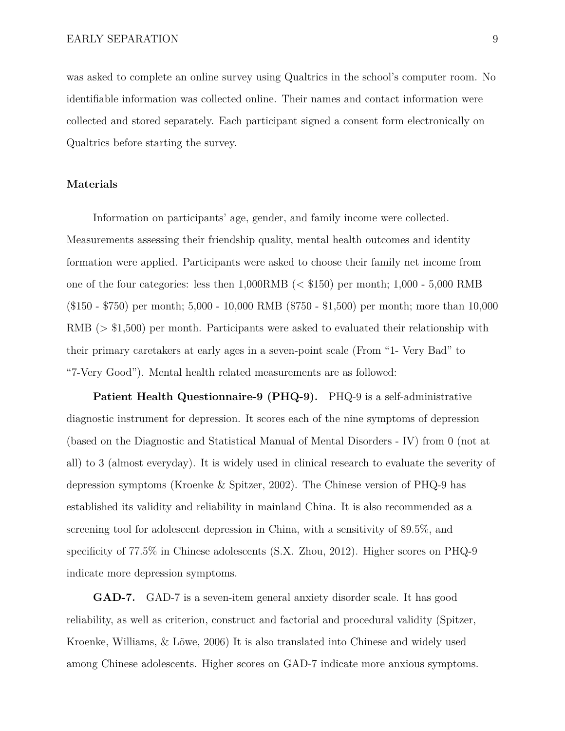was asked to complete an online survey using Qualtrics in the school's computer room. No identifiable information was collected online. Their names and contact information were collected and stored separately. Each participant signed a consent form electronically on Qualtrics before starting the survey.

### Materials

Information on participants' age, gender, and family income were collected. Measurements assessing their friendship quality, mental health outcomes and identity formation were applied. Participants were asked to choose their family net income from one of the four categories: less then 1,000RMB (< $150) per month; 1,000 - 5,000 RMB ($150 - $750) per month; 5,000 - 10,000 RMB ($750 - $1,500) per month; more than 10,000 RMB (> $1,500) per month. Participants were asked to evaluated their relationship with their primary caretakers at early ages in a seven-point scale (From "1- Very Bad" to "7-Very Good"). Mental health related measurements are as followed:

**Patient Health Questionnaire-9 (PHQ-9).** PHQ-9 is a self-administrative diagnostic instrument for depression. It scores each of the nine symptoms of depression (based on the Diagnostic and Statistical Manual of Mental Disorders - IV) from 0 (not at all) to 3 (almost everyday). It is widely used in clinical research to evaluate the severity of depression symptoms (Kroenke & Spitzer, 2002). The Chinese version of PHQ-9 has established its validity and reliability in mainland China. It is also recommended as a screening tool for adolescent depression in China, with a sensitivity of 89.5%, and specificity of 77.5% in Chinese adolescents (S.X. Zhou, 2012). Higher scores on PHQ-9 indicate more depression symptoms.

**GAD-7.** GAD-7 is a seven-item general anxiety disorder scale. It has good reliability, as well as criterion, construct and factorial and procedural validity (Spitzer, Kroenke, Williams, & Löwe, 2006) It is also translated into Chinese and widely used among Chinese adolescents. Higher scores on GAD-7 indicate more anxious symptoms.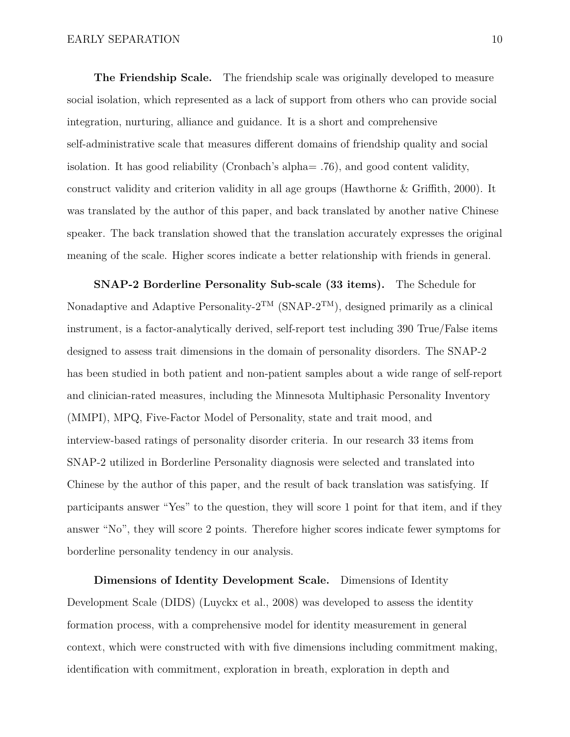**The Friendship Scale.** The friendship scale was originally developed to measure social isolation, which represented as a lack of support from others who can provide social integration, nurturing, alliance and guidance. It is a short and comprehensive self-administrative scale that measures different domains of friendship quality and social isolation. It has good reliability (Cronbach's alpha= .76), and good content validity, construct validity and criterion validity in all age groups (Hawthorne & Griffith, 2000). It was translated by the author of this paper, and back translated by another native Chinese speaker. The back translation showed that the translation accurately expresses the original meaning of the scale. Higher scores indicate a better relationship with friends in general.

**SNAP-2 Borderline Personality Sub-scale (33 items).** The Schedule for Nonadaptive and Adaptive Personality-2™ (SNAP-2™), designed primarily as a clinical instrument, is a factor-analytically derived, self-report test including 390 True/False items designed to assess trait dimensions in the domain of personality disorders. The SNAP-2 has been studied in both patient and non-patient samples about a wide range of self-report and clinician-rated measures, including the Minnesota Multiphasic Personality Inventory (MMPI), MPQ, Five-Factor Model of Personality, state and trait mood, and interview-based ratings of personality disorder criteria. In our research 33 items from SNAP-2 utilized in Borderline Personality diagnosis were selected and translated into Chinese by the author of this paper, and the result of back translation was satisfying. If participants answer "Yes" to the question, they will score 1 point for that item, and if they answer "No", they will score 2 points. Therefore higher scores indicate fewer symptoms for borderline personality tendency in our analysis.

**Dimensions of Identity Development Scale.** Dimensions of Identity Development Scale (DIDS) (Luyckx et al., 2008) was developed to assess the identity formation process, with a comprehensive model for identity measurement in general context, which were constructed with with five dimensions including commitment making, identification with commitment, exploration in breath, exploration in depth and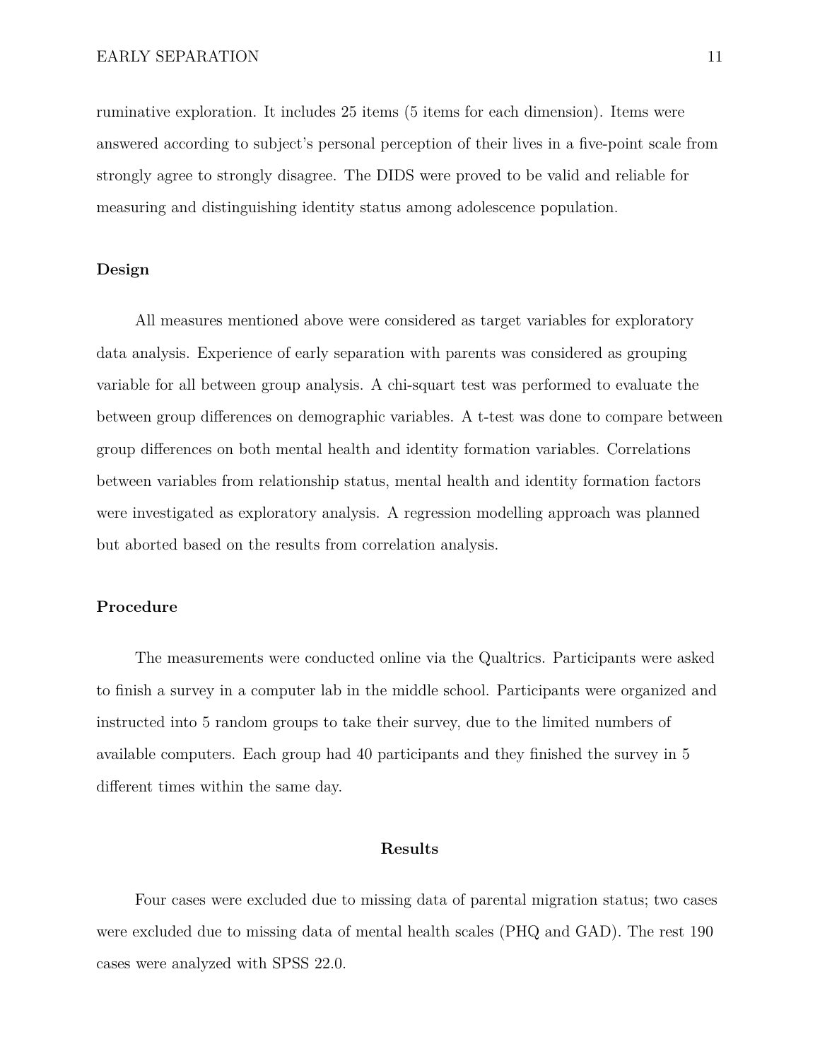ruminative exploration. It includes 25 items (5 items for each dimension). Items were answered according to subject's personal perception of their lives in a five-point scale from strongly agree to strongly disagree. The DIDS were proved to be valid and reliable for measuring and distinguishing identity status among adolescence population.

### Design

All measures mentioned above were considered as target variables for exploratory data analysis. Experience of early separation with parents was considered as grouping variable for all between group analysis. A chi-squart test was performed to evaluate the between group differences on demographic variables. A t-test was done to compare between group differences on both mental health and identity formation variables. Correlations between variables from relationship status, mental health and identity formation factors were investigated as exploratory analysis. A regression modelling approach was planned but aborted based on the results from correlation analysis.

### Procedure

The measurements were conducted online via the Qualtrics. Participants were asked to finish a survey in a computer lab in the middle school. Participants were organized and instructed into 5 random groups to take their survey, due to the limited numbers of available computers. Each group had 40 participants and they finished the survey in 5 different times within the same day.

## Results

Four cases were excluded due to missing data of parental migration status; two cases were excluded due to missing data of mental health scales (PHQ and GAD). The rest 190 cases were analyzed with SPSS 22.0.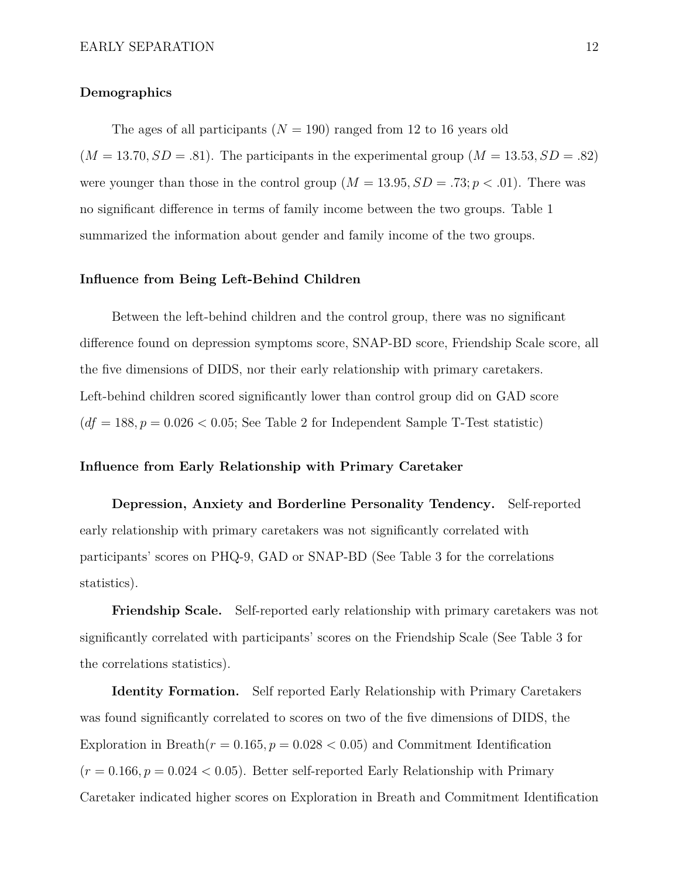## Demographics

The ages of all participants ($N = 190$) ranged from 12 to 16 years old ($M = 13.70, SD = .81$). The participants in the experimental group ($M = 13.53, SD = .82$) were younger than those in the control group ($M = 13.95, SD = .73; p < .01$). There was no significant difference in terms of family income between the two groups. Table 1 summarized the information about gender and family income of the two groups.

## Influence from Being Left-Behind Children

Between the left-behind children and the control group, there was no significant difference found on depression symptoms score, SNAP-BD score, Friendship Scale score, all the five dimensions of DIDS, nor their early relationship with primary caretakers. Left-behind children scored significantly lower than control group did on GAD score ($df = 188, p = 0.026 < 0.05$; See Table 2 for Independent Sample T-Test statistic)

## Influence from Early Relationship with Primary Caretaker

**Depression, Anxiety and Borderline Personality Tendency.** Self-reported early relationship with primary caretakers was not significantly correlated with participants' scores on PHQ-9, GAD or SNAP-BD (See Table 3 for the correlations statistics).

**Friendship Scale.** Self-reported early relationship with primary caretakers was not significantly correlated with participants' scores on the Friendship Scale (See Table 3 for the correlations statistics).

**Identity Formation.** Self reported Early Relationship with Primary Caretakers was found significantly correlated to scores on two of the five dimensions of DIDS, the Exploration in Breath($r = 0.165, p = 0.028 < 0.05$) and Commitment Identification ($r = 0.166, p = 0.024 < 0.05$). Better self-reported Early Relationship with Primary Caretaker indicated higher scores on Exploration in Breath and Commitment Identification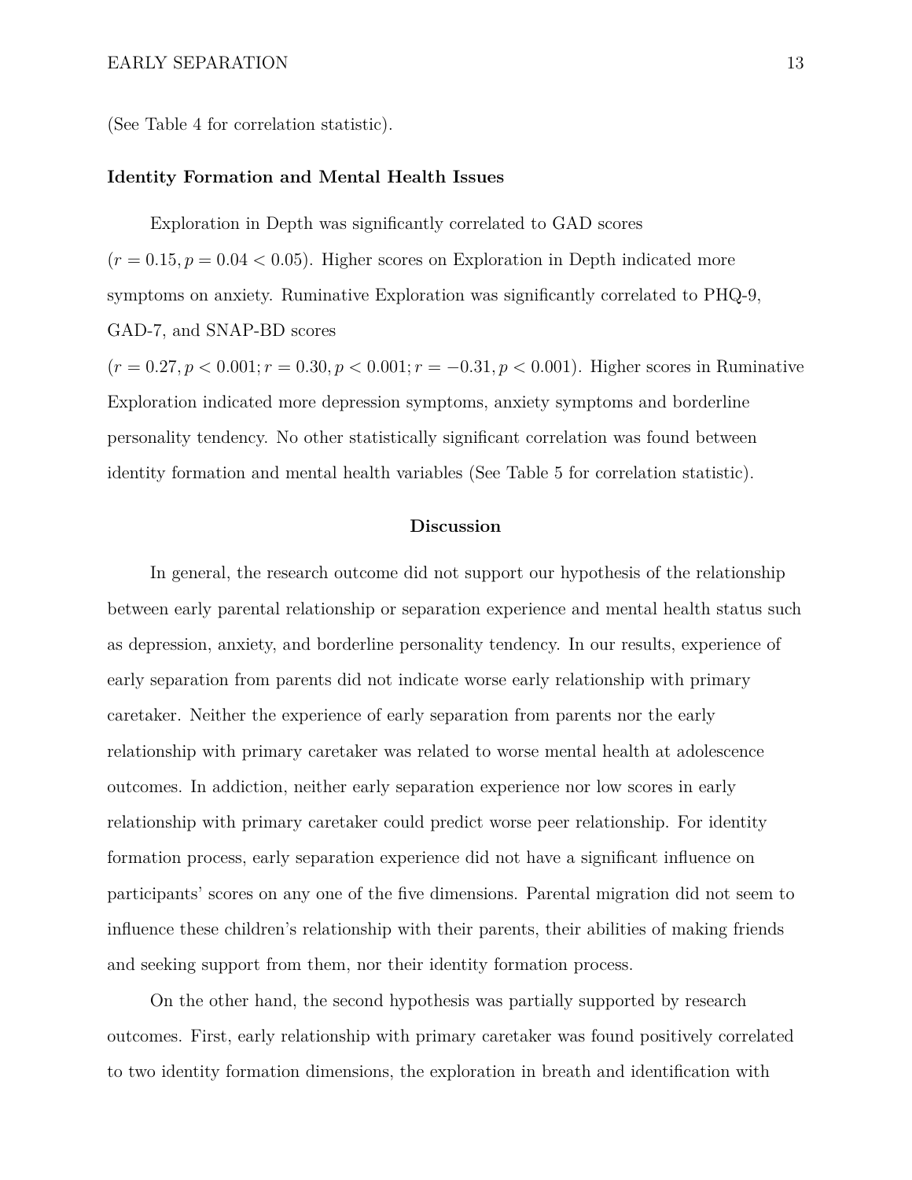(See Table 4 for correlation statistic).

### Identity Formation and Mental Health Issues

Exploration in Depth was significantly correlated to GAD scores ($r = 0.15, p = 0.04 < 0.05$). Higher scores on Exploration in Depth indicated more symptoms on anxiety. Ruminative Exploration was significantly correlated to PHQ-9, GAD-7, and SNAP-BD scores ($r = 0.27, p < 0.001; r = 0.30, p < 0.001; r = -0.31, p < 0.001$). Higher scores in Ruminative Exploration indicated more depression symptoms, anxiety symptoms and borderline personality tendency. No other statistically significant correlation was found between identity formation and mental health variables (See Table 5 for correlation statistic).

## Discussion

In general, the research outcome did not support our hypothesis of the relationship between early parental relationship or separation experience and mental health status such as depression, anxiety, and borderline personality tendency. In our results, experience of early separation from parents did not indicate worse early relationship with primary caretaker. Neither the experience of early separation from parents nor the early relationship with primary caretaker was related to worse mental health at adolescence outcomes. In addiction, neither early separation experience nor low scores in early relationship with primary caretaker could predict worse peer relationship. For identity formation process, early separation experience did not have a significant influence on participants' scores on any one of the five dimensions. Parental migration did not seem to influence these children's relationship with their parents, their abilities of making friends and seeking support from them, nor their identity formation process.

On the other hand, the second hypothesis was partially supported by research outcomes. First, early relationship with primary caretaker was found positively correlated to two identity formation dimensions, the exploration in breath and identification with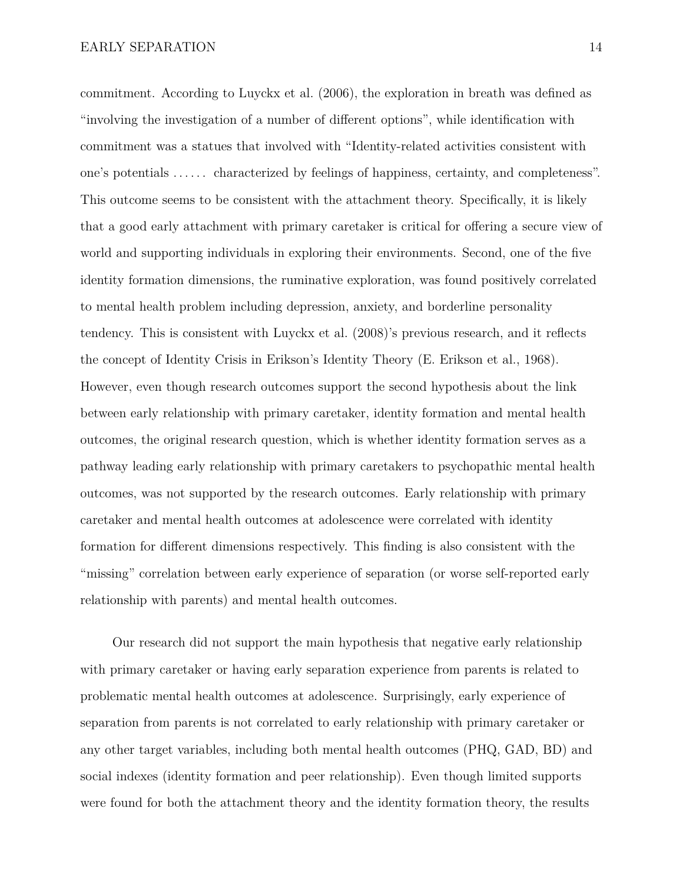commitment. According to Luyckx et al. (2006), the exploration in breath was defined as "involving the investigation of a number of different options", while identification with commitment was a statues that involved with "Identity-related activities consistent with one's potentials . . . . . . characterized by feelings of happiness, certainty, and completeness". This outcome seems to be consistent with the attachment theory. Specifically, it is likely that a good early attachment with primary caretaker is critical for offering a secure view of world and supporting individuals in exploring their environments. Second, one of the five identity formation dimensions, the ruminative exploration, was found positively correlated to mental health problem including depression, anxiety, and borderline personality tendency. This is consistent with Luyckx et al. (2008)'s previous research, and it reflects the concept of Identity Crisis in Erikson's Identity Theory (E. Erikson et al., 1968). However, even though research outcomes support the second hypothesis about the link between early relationship with primary caretaker, identity formation and mental health outcomes, the original research question, which is whether identity formation serves as a pathway leading early relationship with primary caretakers to psychopathic mental health outcomes, was not supported by the research outcomes. Early relationship with primary caretaker and mental health outcomes at adolescence were correlated with identity formation for different dimensions respectively. This finding is also consistent with the "missing" correlation between early experience of separation (or worse self-reported early relationship with parents) and mental health outcomes.

Our research did not support the main hypothesis that negative early relationship with primary caretaker or having early separation experience from parents is related to problematic mental health outcomes at adolescence. Surprisingly, early experience of separation from parents is not correlated to early relationship with primary caretaker or any other target variables, including both mental health outcomes (PHQ, GAD, BD) and social indexes (identity formation and peer relationship). Even though limited supports were found for both the attachment theory and the identity formation theory, the results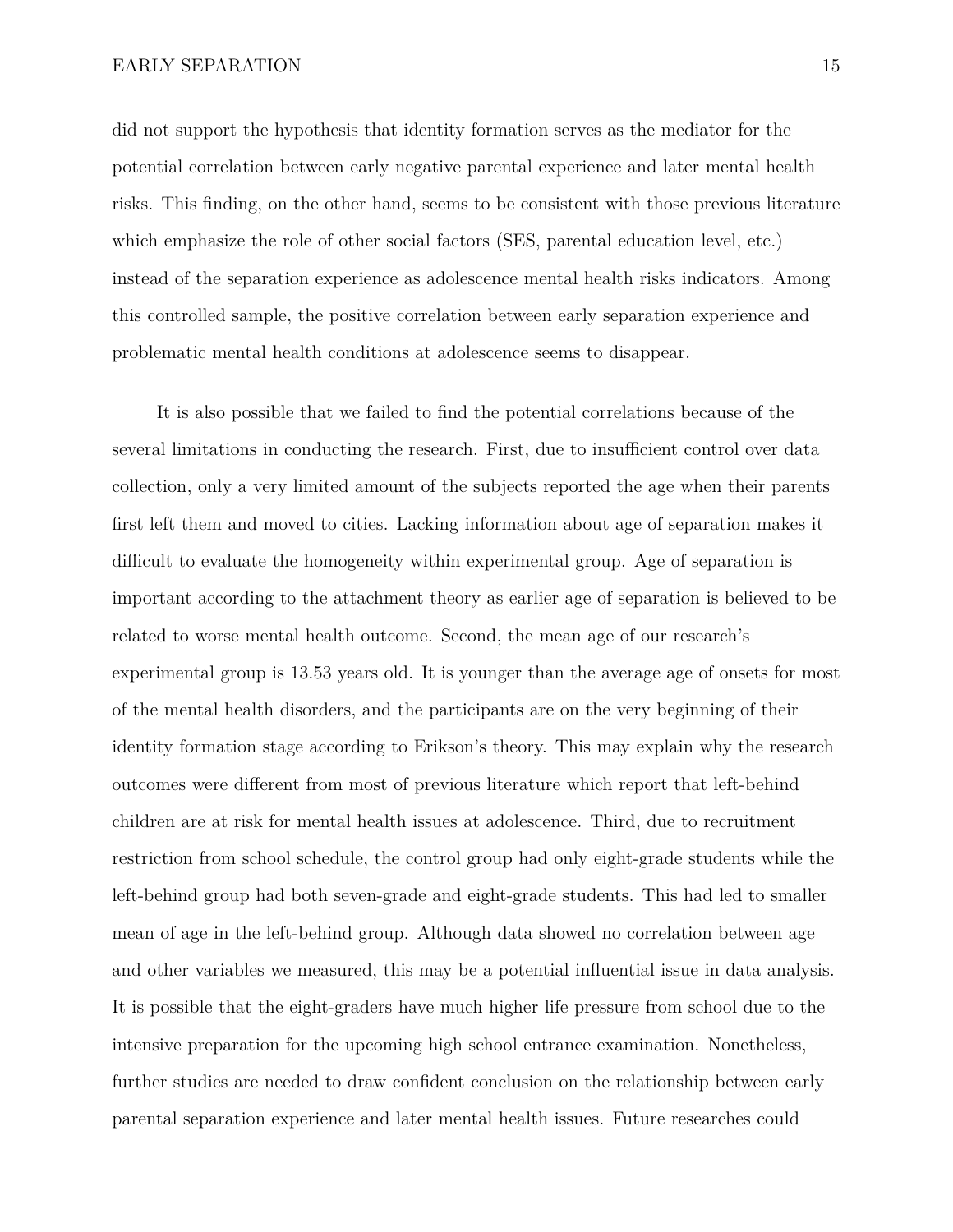did not support the hypothesis that identity formation serves as the mediator for the potential correlation between early negative parental experience and later mental health risks. This finding, on the other hand, seems to be consistent with those previous literature which emphasize the role of other social factors (SES, parental education level, etc.) instead of the separation experience as adolescence mental health risks indicators. Among this controlled sample, the positive correlation between early separation experience and problematic mental health conditions at adolescence seems to disappear.

It is also possible that we failed to find the potential correlations because of the several limitations in conducting the research. First, due to insufficient control over data collection, only a very limited amount of the subjects reported the age when their parents first left them and moved to cities. Lacking information about age of separation makes it difficult to evaluate the homogeneity within experimental group. Age of separation is important according to the attachment theory as earlier age of separation is believed to be related to worse mental health outcome. Second, the mean age of our research's experimental group is 13.53 years old. It is younger than the average age of onsets for most of the mental health disorders, and the participants are on the very beginning of their identity formation stage according to Erikson's theory. This may explain why the research outcomes were different from most of previous literature which report that left-behind children are at risk for mental health issues at adolescence. Third, due to recruitment restriction from school schedule, the control group had only eight-grade students while the left-behind group had both seven-grade and eight-grade students. This had led to smaller mean of age in the left-behind group. Although data showed no correlation between age and other variables we measured, this may be a potential influential issue in data analysis. It is possible that the eight-graders have much higher life pressure from school due to the intensive preparation for the upcoming high school entrance examination. Nonetheless, further studies are needed to draw confident conclusion on the relationship between early parental separation experience and later mental health issues. Future researches could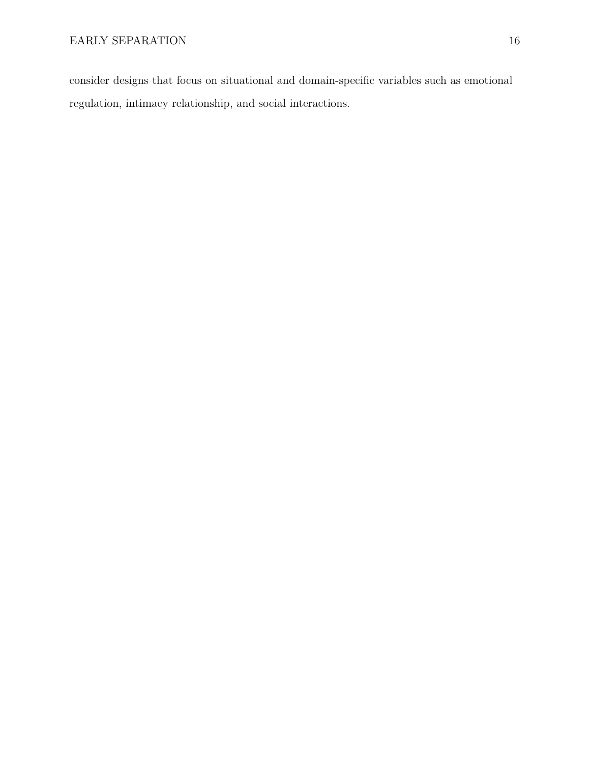consider designs that focus on situational and domain-specific variables such as emotional regulation, intimacy relationship, and social interactions.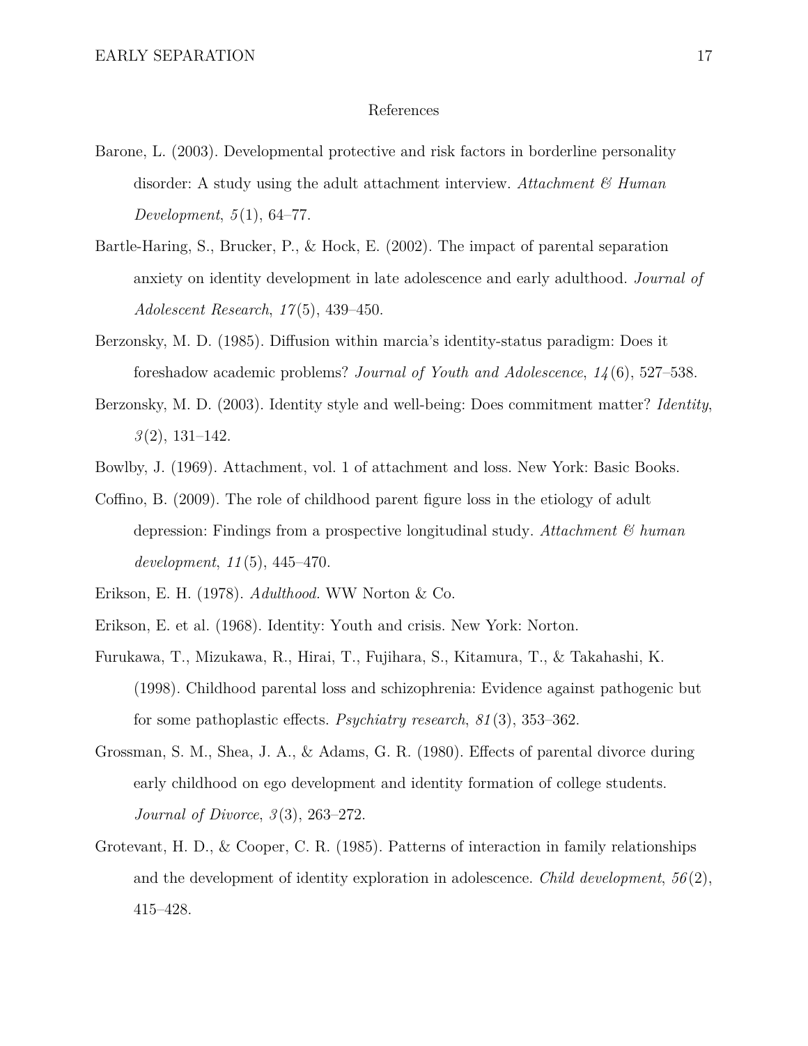# References

Barone, L. (2003). Developmental protective and risk factors in borderline personality disorder: A study using the adult attachment interview. *Attachment & Human Development*, *5*(1), 64–77.

Bartle-Haring, S., Brucker, P., & Hock, E. (2002). The impact of parental separation anxiety on identity development in late adolescence and early adulthood. *Journal of Adolescent Research*, *17*(5), 439–450.

Berzonsky, M. D. (1985). Diffusion within marcia's identity-status paradigm: Does it foreshadow academic problems? *Journal of Youth and Adolescence*, *14*(6), 527–538.

Berzonsky, M. D. (2003). Identity style and well-being: Does commitment matter? *Identity*, *3*(2), 131–142.

Bowlby, J. (1969). Attachment, vol. 1 of attachment and loss. New York: Basic Books.

Coffino, B. (2009). The role of childhood parent figure loss in the etiology of adult depression: Findings from a prospective longitudinal study. *Attachment & human development*, *11*(5), 445–470.

Erikson, E. H. (1978). *Adulthood.* WW Norton & Co.

Erikson, E. et al. (1968). Identity: Youth and crisis. New York: Norton.

Furukawa, T., Mizukawa, R., Hirai, T., Fujihara, S., Kitamura, T., & Takahashi, K. (1998). Childhood parental loss and schizophrenia: Evidence against pathogenic but for some pathoplastic effects. *Psychiatry research*, *81*(3), 353–362.

Grossman, S. M., Shea, J. A., & Adams, G. R. (1980). Effects of parental divorce during early childhood on ego development and identity formation of college students. *Journal of Divorce*, *3*(3), 263–272.

Grotevant, H. D., & Cooper, C. R. (1985). Patterns of interaction in family relationships and the development of identity exploration in adolescence. *Child development*, *56*(2), 415–428.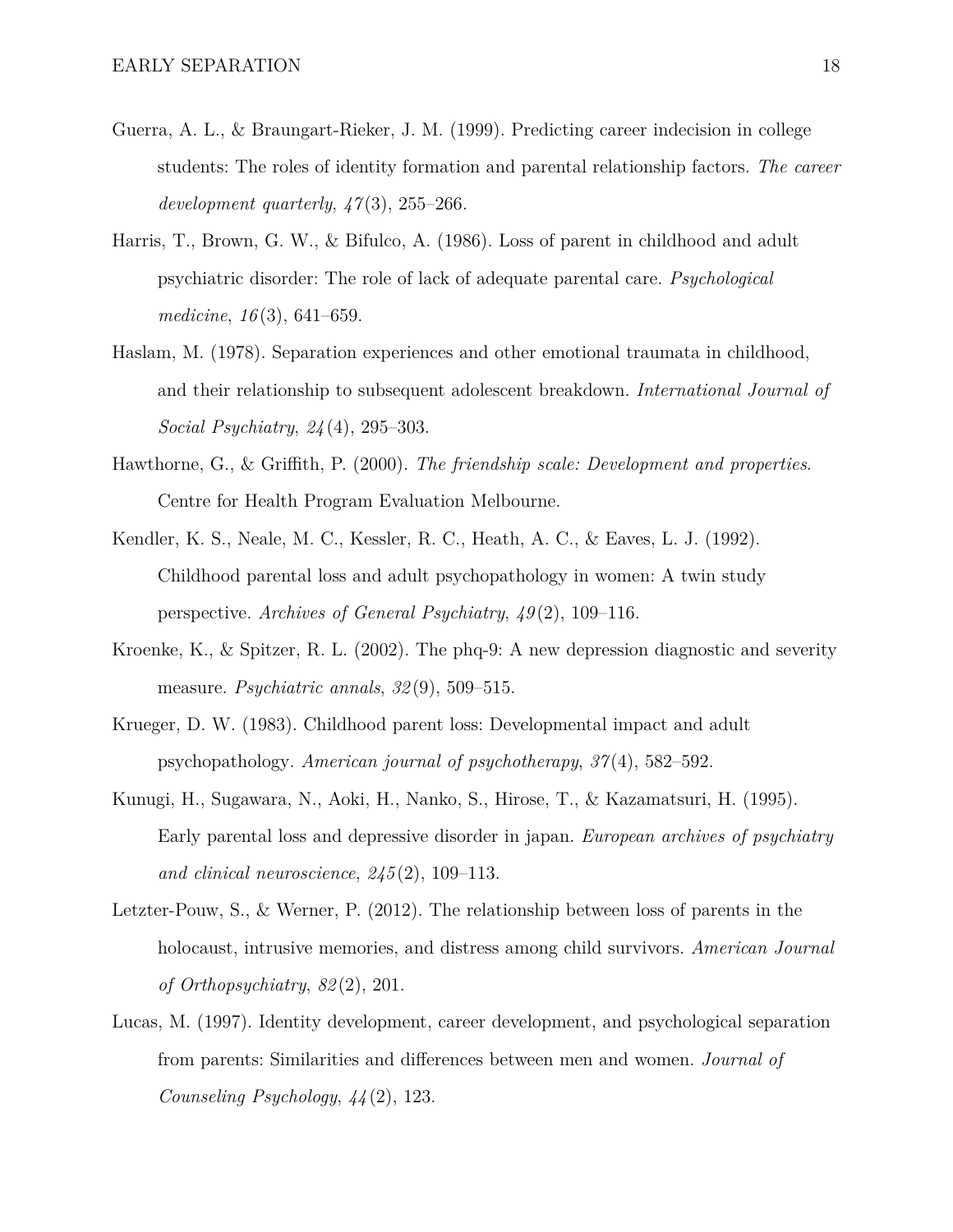Guerra, A. L., & Braungart-Rieker, J. M. (1999). Predicting career indecision in college students: The roles of identity formation and parental relationship factors. *The career development quarterly*, *47*(3), 255–266.

Harris, T., Brown, G. W., & Bifulco, A. (1986). Loss of parent in childhood and adult psychiatric disorder: The role of lack of adequate parental care. *Psychological medicine*, *16*(3), 641–659.

Haslam, M. (1978). Separation experiences and other emotional traumata in childhood, and their relationship to subsequent adolescent breakdown. *International Journal of Social Psychiatry*, *24*(4), 295–303.

Hawthorne, G., & Griffith, P. (2000). *The friendship scale: Development and properties*. Centre for Health Program Evaluation Melbourne.

Kendler, K. S., Neale, M. C., Kessler, R. C., Heath, A. C., & Eaves, L. J. (1992). Childhood parental loss and adult psychopathology in women: A twin study perspective. *Archives of General Psychiatry*, *49*(2), 109–116.

Kroenke, K., & Spitzer, R. L. (2002). The phq-9: A new depression diagnostic and severity measure. *Psychiatric annals*, *32*(9), 509–515.

Krueger, D. W. (1983). Childhood parent loss: Developmental impact and adult psychopathology. *American journal of psychotherapy*, *37*(4), 582–592.

Kunugi, H., Sugawara, N., Aoki, H., Nanko, S., Hirose, T., & Kazamatsuri, H. (1995). Early parental loss and depressive disorder in japan. *European archives of psychiatry and clinical neuroscience*, *245*(2), 109–113.

Letzter-Pouw, S., & Werner, P. (2012). The relationship between loss of parents in the holocaust, intrusive memories, and distress among child survivors. *American Journal of Orthopsychiatry*, *82*(2), 201.

Lucas, M. (1997). Identity development, career development, and psychological separation from parents: Similarities and differences between men and women. *Journal of Counseling Psychology*, *44*(2), 123.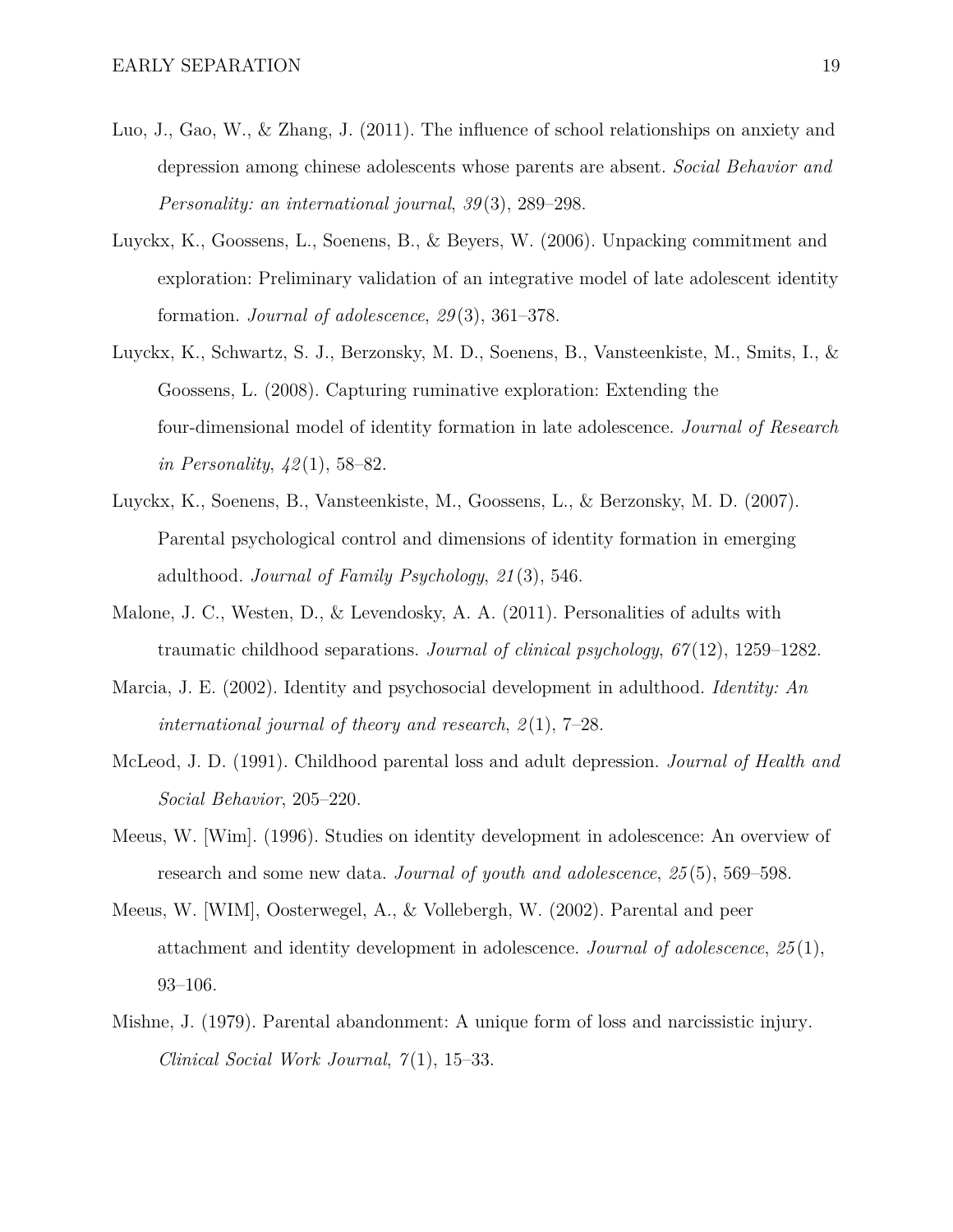Luo, J., Gao, W., & Zhang, J. (2011). The influence of school relationships on anxiety and depression among chinese adolescents whose parents are absent. *Social Behavior and Personality: an international journal*, *39*(3), 289–298.

Luyckx, K., Goossens, L., Soenens, B., & Beyers, W. (2006). Unpacking commitment and exploration: Preliminary validation of an integrative model of late adolescent identity formation. *Journal of adolescence*, *29*(3), 361–378.

Luyckx, K., Schwartz, S. J., Berzonsky, M. D., Soenens, B., Vansteenkiste, M., Smits, I., & Goossens, L. (2008). Capturing ruminative exploration: Extending the four-dimensional model of identity formation in late adolescence. *Journal of Research in Personality*, *42*(1), 58–82.

Luyckx, K., Soenens, B., Vansteenkiste, M., Goossens, L., & Berzonsky, M. D. (2007). Parental psychological control and dimensions of identity formation in emerging adulthood. *Journal of Family Psychology*, *21*(3), 546.

Malone, J. C., Westen, D., & Levendosky, A. A. (2011). Personalities of adults with traumatic childhood separations. *Journal of clinical psychology*, *67*(12), 1259–1282.

Marcia, J. E. (2002). Identity and psychosocial development in adulthood. *Identity: An international journal of theory and research*, *2*(1), 7–28.

McLeod, J. D. (1991). Childhood parental loss and adult depression. *Journal of Health and Social Behavior*, 205–220.

Meeus, W. [Wim]. (1996). Studies on identity development in adolescence: An overview of research and some new data. *Journal of youth and adolescence*, *25*(5), 569–598.

Meeus, W. [WIM], Oosterwegel, A., & Vollebergh, W. (2002). Parental and peer attachment and identity development in adolescence. *Journal of adolescence*, *25*(1), 93–106.

Mishne, J. (1979). Parental abandonment: A unique form of loss and narcissistic injury. *Clinical Social Work Journal*, *7*(1), 15–33.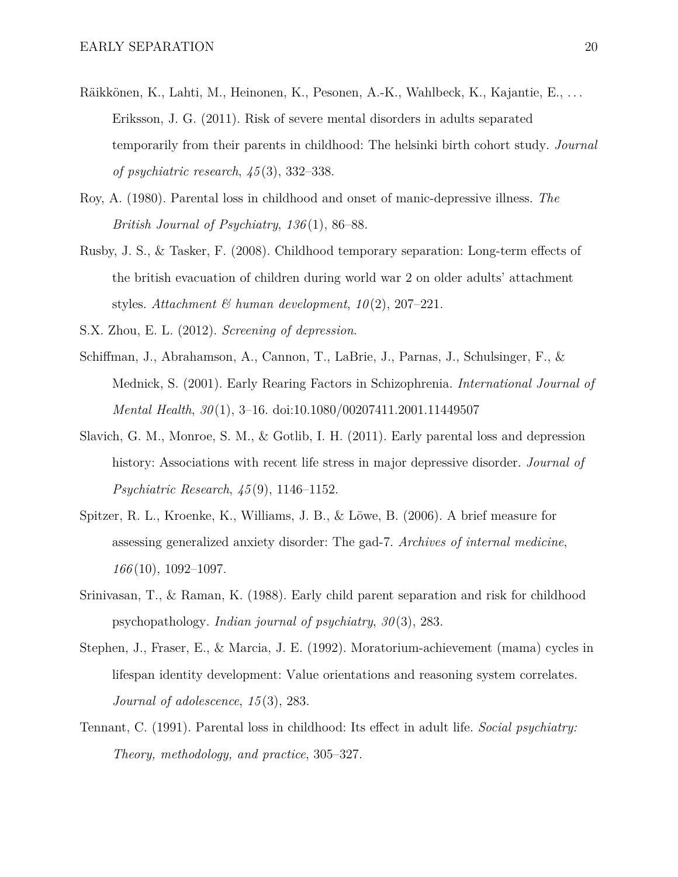Räikkönen, K., Lahti, M., Heinonen, K., Pesonen, A.-K., Wahlbeck, K., Kajantie, E., ... Eriksson, J. G. (2011). Risk of severe mental disorders in adults separated temporarily from their parents in childhood: The helsinki birth cohort study. *Journal of psychiatric research*, *45*(3), 332–338.

Roy, A. (1980). Parental loss in childhood and onset of manic-depressive illness. *The British Journal of Psychiatry*, *136*(1), 86–88.

Rusby, J. S., & Tasker, F. (2008). Childhood temporary separation: Long-term effects of the british evacuation of children during world war 2 on older adults' attachment styles. *Attachment & human development*, *10*(2), 207–221.

S.X. Zhou, E. L. (2012). *Screening of depression*.

Schiffman, J., Abrahamson, A., Cannon, T., LaBrie, J., Parnas, J., Schulsinger, F., & Mednick, S. (2001). Early Rearing Factors in Schizophrenia. *International Journal of Mental Health*, *30*(1), 3–16. doi:10.1080/00207411.2001.11449507

Slavich, G. M., Monroe, S. M., & Gotlib, I. H. (2011). Early parental loss and depression history: Associations with recent life stress in major depressive disorder. *Journal of Psychiatric Research*, *45*(9), 1146–1152.

Spitzer, R. L., Kroenke, K., Williams, J. B., & Löwe, B. (2006). A brief measure for assessing generalized anxiety disorder: The gad-7. *Archives of internal medicine*, *166*(10), 1092–1097.

Srinivasan, T., & Raman, K. (1988). Early child parent separation and risk for childhood psychopathology. *Indian journal of psychiatry*, *30*(3), 283.

Stephen, J., Fraser, E., & Marcia, J. E. (1992). Moratorium-achievement (mama) cycles in lifespan identity development: Value orientations and reasoning system correlates. *Journal of adolescence*, *15*(3), 283.

Tennant, C. (1991). Parental loss in childhood: Its effect in adult life. *Social psychiatry: Theory, methodology, and practice*, 305–327.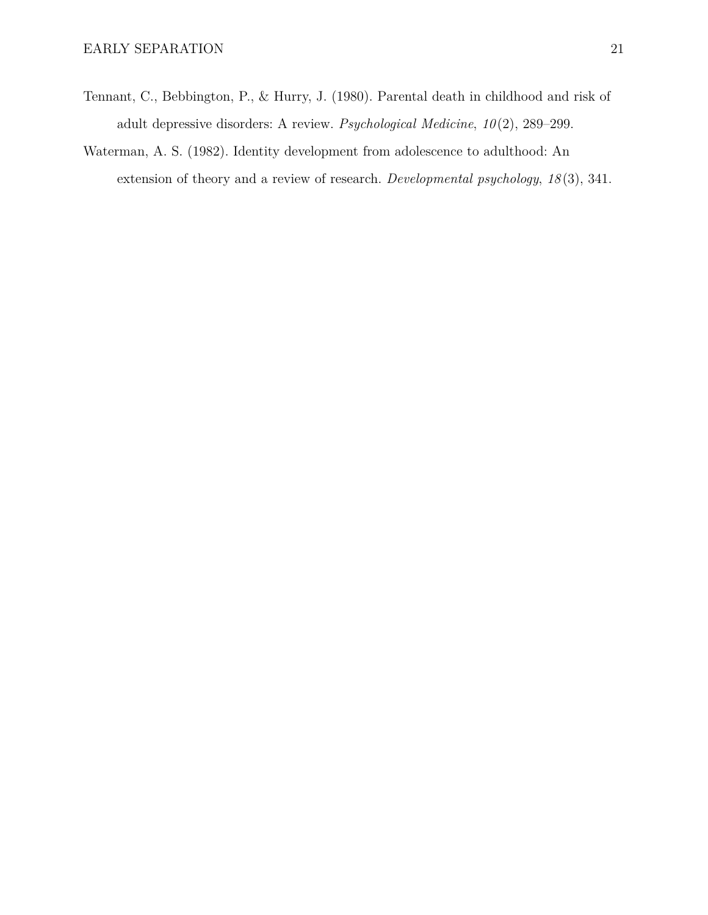Tennant, C., Bebbington, P., & Hurry, J. (1980). Parental death in childhood and risk of adult depressive disorders: A review. *Psychological Medicine*, *10*(2), 289–299.

Waterman, A. S. (1982). Identity development from adolescence to adulthood: An extension of theory and a review of research. *Developmental psychology*, *18*(3), 341.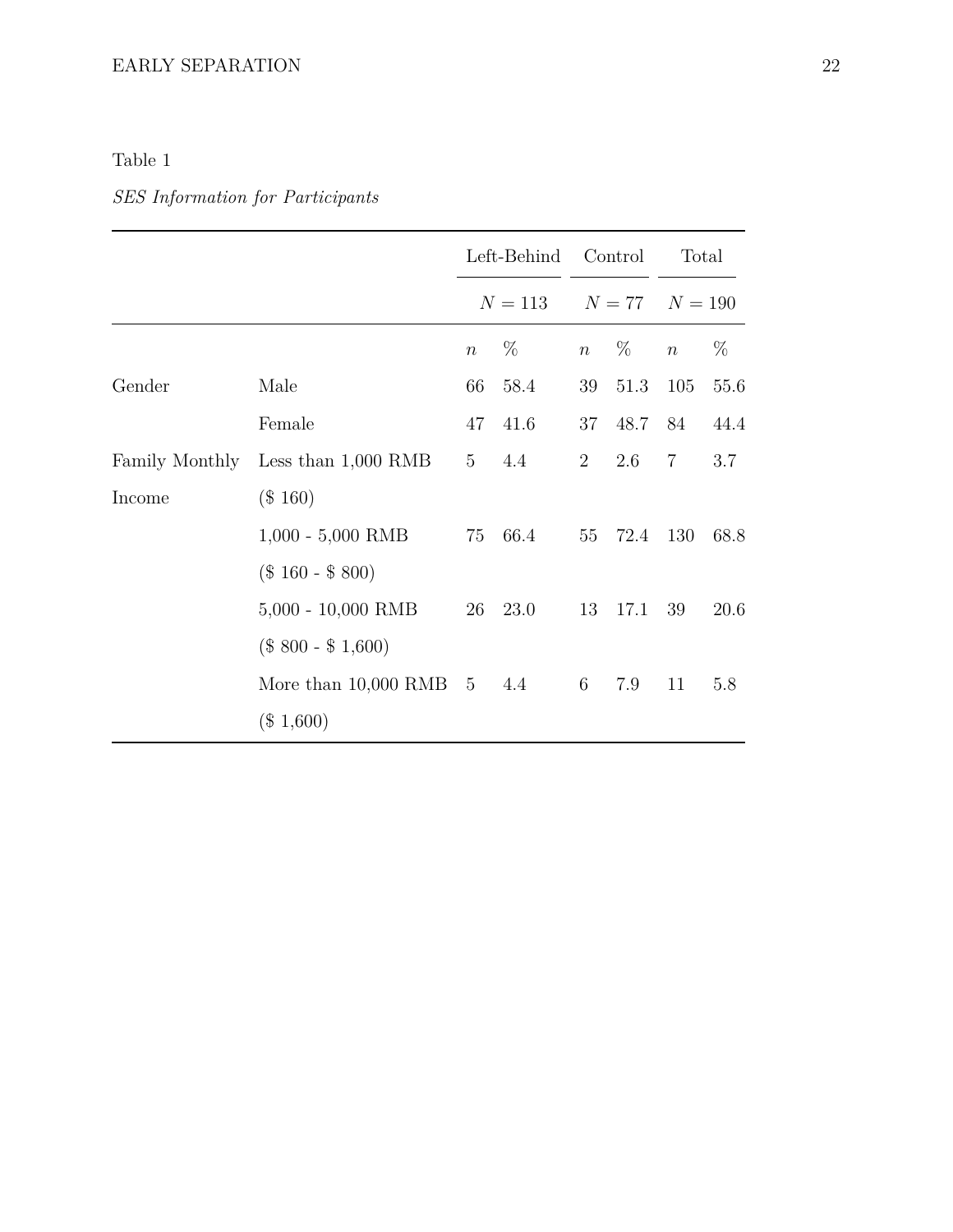Table 1

*SES Information for Participants*

| | | Left-Behind | | Control | | Total | |
|---|---|---|---|---|---|---|---|
| | | $N = 113$ | | $N = 77$ | | $N = 190$ | |
| | | $n$ | % | $n$ | % | $n$ | % |
| Gender | Male | 66 | 58.4 | 39 | 51.3 | 105 | 55.6 |
| | Female | 47 | 41.6 | 37 | 48.7 | 84 | 44.4 |
| Family Monthly Income | Less than 1,000 RMB ($ 160) | 5 | 4.4 | 2 | 2.6 | 7 | 3.7 |
| | 1,000 - 5,000 RMB ($ 160 - $ 800) | 75 | 66.4 | 55 | 72.4 | 130 | 68.8 |
| | 5,000 - 10,000 RMB ($ 800 - $ 1,600) | 26 | 23.0 | 13 | 17.1 | 39 | 20.6 |
| | More than 10,000 RMB ($ 1,600) | 5 | 4.4 | 6 | 7.9 | 11 | 5.8 |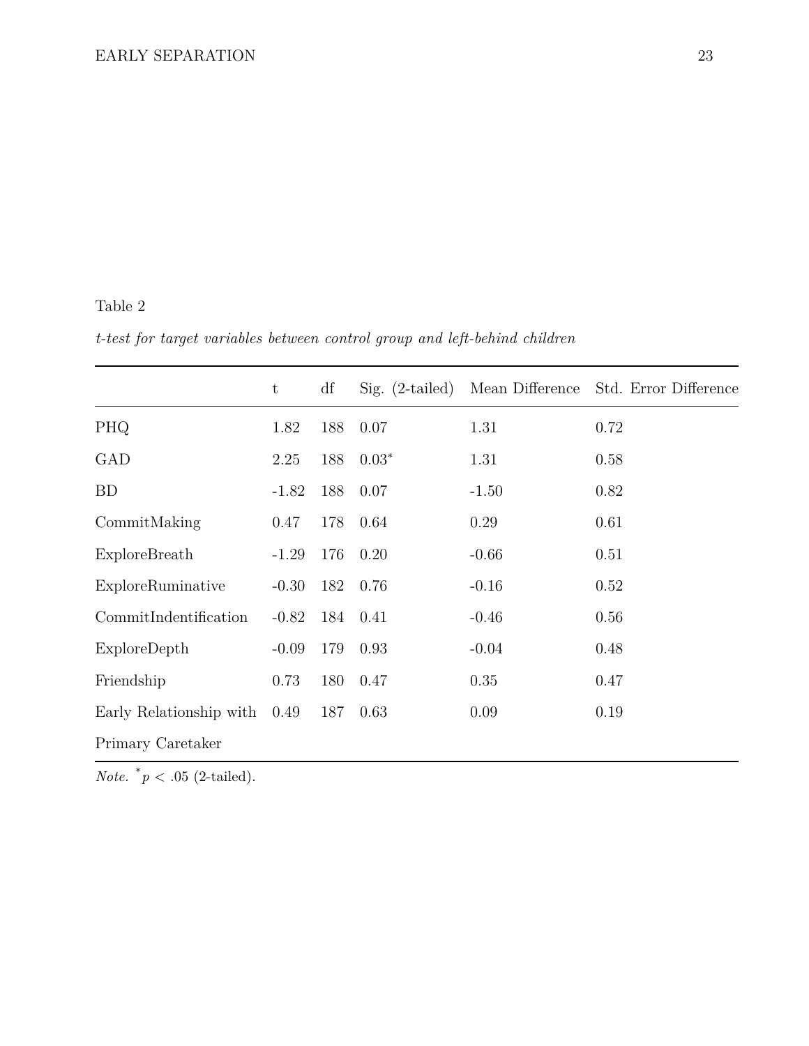Table 2

*t-test for target variables between control group and left-behind children*

| | t | df | Sig. (2-tailed) | Mean Difference | Std. Error Difference |
|---|---|---|---|---|---|
| PHQ | 1.82 | 188 | 0.07 | 1.31 | 0.72 |
| GAD | 2.25 | 188 | 0.03* | 1.31 | 0.58 |
| BD | -1.82 | 188 | 0.07 | -1.50 | 0.82 |
| CommitMaking | 0.47 | 178 | 0.64 | 0.29 | 0.61 |
| ExploreBreath | -1.29 | 176 | 0.20 | -0.66 | 0.51 |
| ExploreRuminative | -0.30 | 182 | 0.76 | -0.16 | 0.52 |
| CommitIndentification | -0.82 | 184 | 0.41 | -0.46 | 0.56 |
| ExploreDepth | -0.09 | 179 | 0.93 | -0.04 | 0.48 |
| Friendship | 0.73 | 180 | 0.47 | 0.35 | 0.47 |
| Early Relationship with Primary Caretaker | 0.49 | 187 | 0.63 | 0.09 | 0.19 |

*Note.* $^{*}p < .05$ (2-tailed).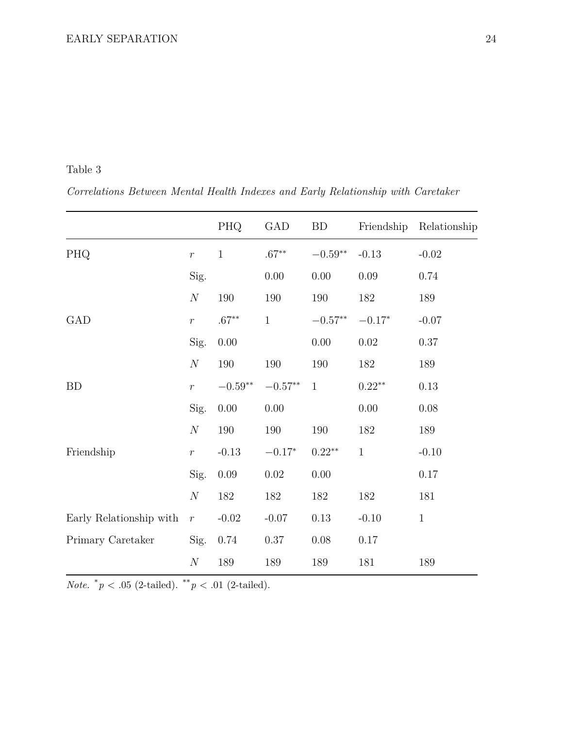Table 3

*Correlations Between Mental Health Indexes and Early Relationship with Caretaker*

| | | PHQ | GAD | BD | Friendship | Relationship |
|---|---|---|---|---|---|---|
| PHQ | $r$ | 1 | $.67^{**}$ | $-0.59^{**}$ | -0.13 | -0.02 |
| | Sig. | | 0.00 | 0.00 | 0.09 | 0.74 |
| | $N$ | 190 | 190 | 190 | 182 | 189 |
| GAD | $r$ | $.67^{**}$ | 1 | $-0.57^{**}$ | $-0.17^{*}$ | -0.07 |
| | Sig. | 0.00 | | 0.00 | 0.02 | 0.37 |
| | $N$ | 190 | 190 | 190 | 182 | 189 |
| BD | $r$ | $-0.59^{**}$ | $-0.57^{**}$ | 1 | $0.22^{**}$ | 0.13 |
| | Sig. | 0.00 | 0.00 | | 0.00 | 0.08 |
| | $N$ | 190 | 190 | 190 | 182 | 189 |
| Friendship | $r$ | -0.13 | $-0.17^{*}$ | $0.22^{**}$ | 1 | -0.10 |
| | Sig. | 0.09 | 0.02 | 0.00 | | 0.17 |
| | $N$ | 182 | 182 | 182 | 182 | 181 |
| Early Relationship with | $r$ | -0.02 | -0.07 | 0.13 | -0.10 | 1 |
| Primary Caretaker | Sig. | 0.74 | 0.37 | 0.08 | 0.17 | |
| | $N$ | 189 | 189 | 189 | 181 | 189 |

*Note.* $^{*}p < .05$ (2-tailed). $^{**}p < .01$ (2-tailed).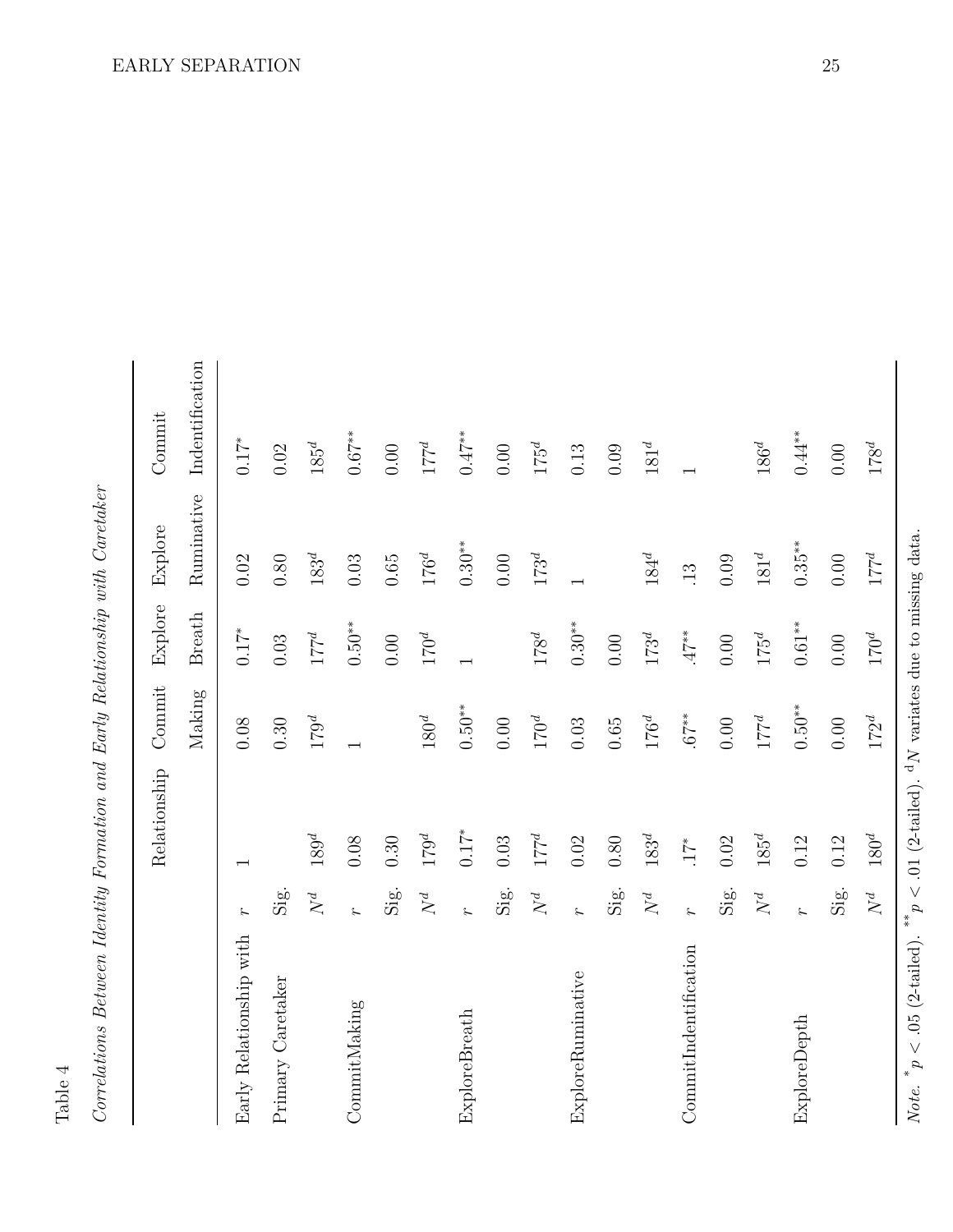Table 4

*Correlations Between Identity Formation and Early Relationship with Caretaker*

| | | Relationship | Commit Making | Explore Breath | Explore Ruminative | Commit Indentification |
|---|---|---|---|---|---|---|
| Early Relationship with Primary Caretaker | $r$ | 1 | 0.08 | 0.17* | 0.02 | 0.17* |
| | Sig. | | 0.30 | 0.03 | 0.80 | 0.02 |
| | $N^d$ | $189^d$ | $179^d$ | $177^d$ | $183^d$ | $185^d$ |
| CommitMaking | $r$ | 0.08 | 1 | 0.50** | 0.03 | 0.67** |
| | Sig. | 0.30 | | 0.00 | 0.65 | 0.00 |
| | $N^d$ | $179^d$ | $180^d$ | $170^d$ | $176^d$ | $177^d$ |
| ExploreBreath | $r$ | 0.17* | 0.50** | 1 | 0.30** | 0.47** |
| | Sig. | 0.03 | 0.00 | | 0.00 | 0.00 |
| | $N^d$ | $177^d$ | $170^d$ | $178^d$ | $173^d$ | $175^d$ |
| ExploreRuminative | $r$ | 0.02 | 0.03 | 0.30** | 1 | 0.13 |
| | Sig. | 0.80 | 0.65 | 0.00 | | 0.09 |
| | $N^d$ | $183^d$ | $176^d$ | $173^d$ | $184^d$ | $181^d$ |
| CommitIndentification | $r$ | .17* | .67** | .47** | .13 | 1 |
| | Sig. | 0.02 | 0.00 | 0.00 | 0.09 | |
| | $N^d$ | $185^d$ | $177^d$ | $175^d$ | $181^d$ | $186^d$ |
| ExploreDepth | $r$ | 0.12 | 0.50** | 0.61** | 0.35** | 0.44** |
| | Sig. | 0.12 | 0.00 | 0.00 | 0.00 | 0.00 |
| | $N^d$ | $180^d$ | $172^d$ | $170^d$ | $177^d$ | $178^d$ |

*Note.* * $p < .05$ (2-tailed). ** $p < .01$ (2-tailed). $^d N$ variates due to missing data.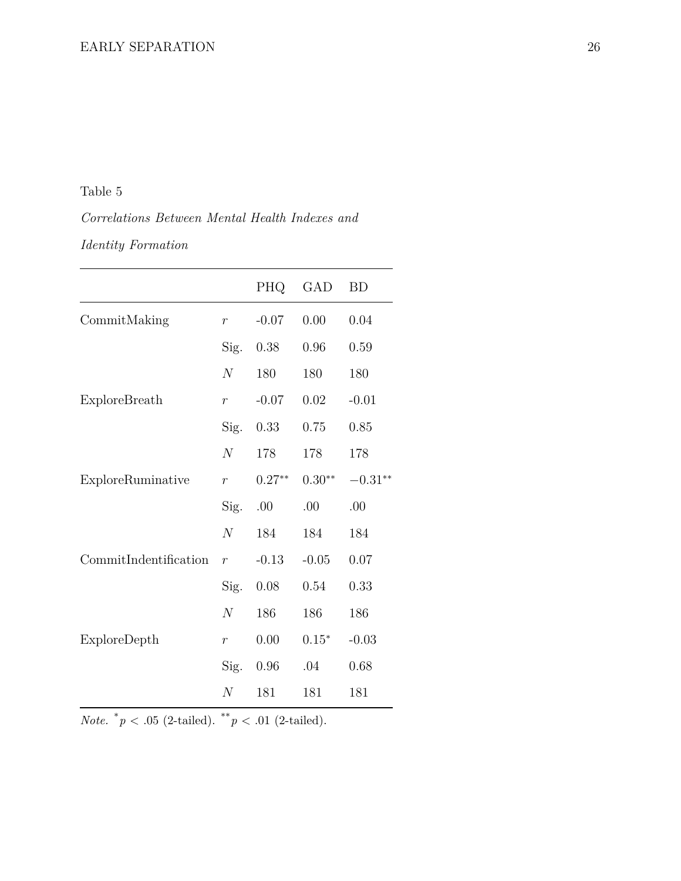Table 5

*Correlations Between Mental Health Indexes and Identity Formation*

| | | PHQ | GAD | BD |
|---|---|---|---|---|
| CommitMaking | $r$ | -0.07 | 0.00 | 0.04 |
| | Sig. | 0.38 | 0.96 | 0.59 |
| | $N$ | 180 | 180 | 180 |
| ExploreBreath | $r$ | -0.07 | 0.02 | -0.01 |
| | Sig. | 0.33 | 0.75 | 0.85 |
| | $N$ | 178 | 178 | 178 |
| ExploreRuminative | $r$ | $0.27^{**}$ | $0.30^{**}$ | $-0.31^{**}$ |
| | Sig. | .00 | .00 | .00 |
| | $N$ | 184 | 184 | 184 |
| CommitIndentification | $r$ | -0.13 | -0.05 | 0.07 |
| | Sig. | 0.08 | 0.54 | 0.33 |
| | $N$ | 186 | 186 | 186 |
| ExploreDepth | $r$ | 0.00 | $0.15^{*}$ | -0.03 |
| | Sig. | 0.96 | .04 | 0.68 |
| | $N$ | 181 | 181 | 181 |

*Note.* $^{*}p < .05$ (2-tailed). $^{**}p < .01$ (2-tailed).